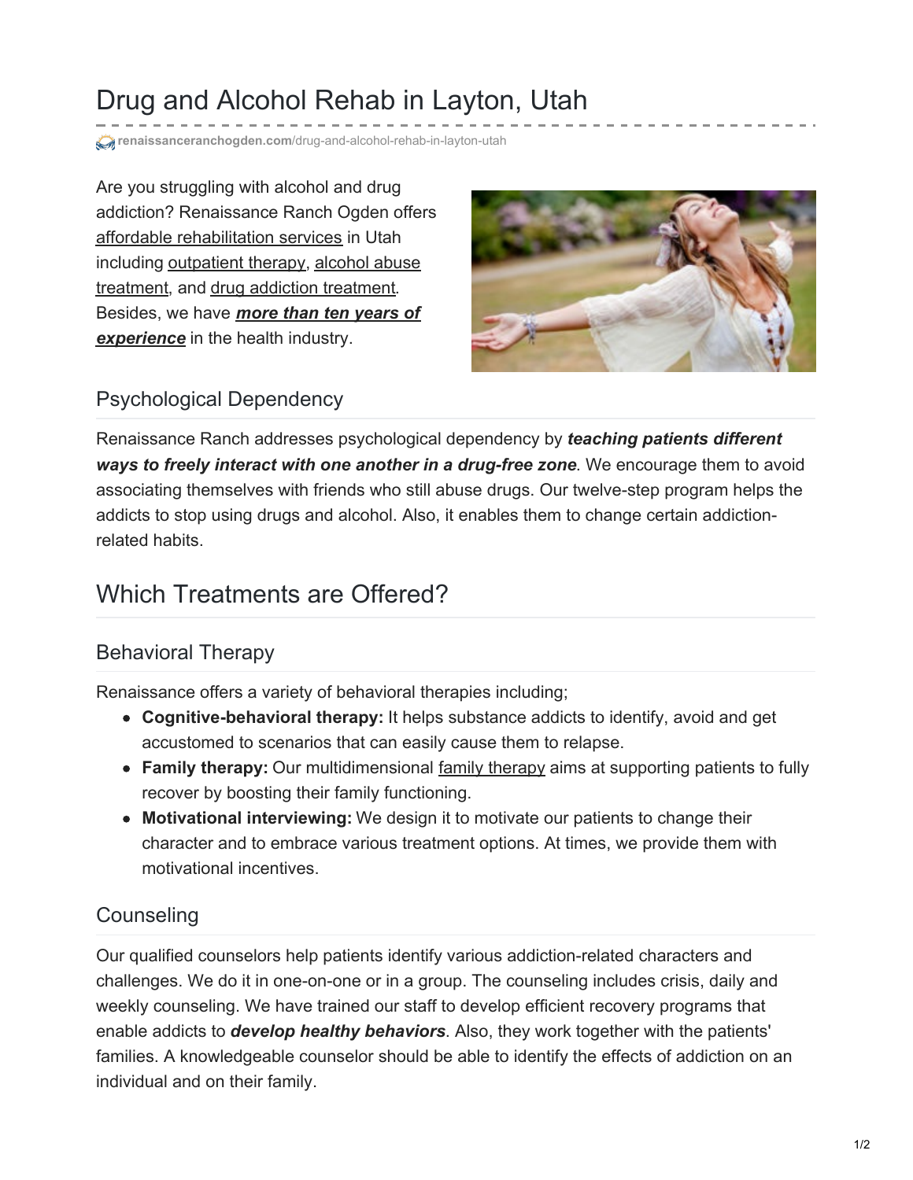# Drug and Alcohol Rehab in Layton, Utah

renaissanceranchogden.com/drug-and-alcohol-rehab-in-layton-utah

Are you struggling with alcohol and drug addiction? Renaissance Ranch Ogden offers affordable rehabilitation services in Utah including outpatient therapy, alcohol abuse treatment, and drug addiction treatment. Besides, we have ***more than ten years of experience*** in the health industry.

### Psychological Dependency

Renaissance Ranch addresses psychological dependency by ***teaching patients different ways to freely interact with one another in a drug-free zone***. We encourage them to avoid associating themselves with friends who still abuse drugs. Our twelve-step program helps the addicts to stop using drugs and alcohol. Also, it enables them to change certain addiction-related habits.

## Which Treatments are Offered?

### Behavioral Therapy

Renaissance offers a variety of behavioral therapies including;

- **Cognitive-behavioral therapy:** It helps substance addicts to identify, avoid and get accustomed to scenarios that can easily cause them to relapse.
- **Family therapy:** Our multidimensional family therapy aims at supporting patients to fully recover by boosting their family functioning.
- **Motivational interviewing:** We design it to motivate our patients to change their character and to embrace various treatment options. At times, we provide them with motivational incentives.

### Counseling

Our qualified counselors help patients identify various addiction-related characters and challenges. We do it in one-on-one or in a group. The counseling includes crisis, daily and weekly counseling. We have trained our staff to develop efficient recovery programs that enable addicts to ***develop healthy behaviors***. Also, they work together with the patients' families. A knowledgeable counselor should be able to identify the effects of addiction on an individual and on their family.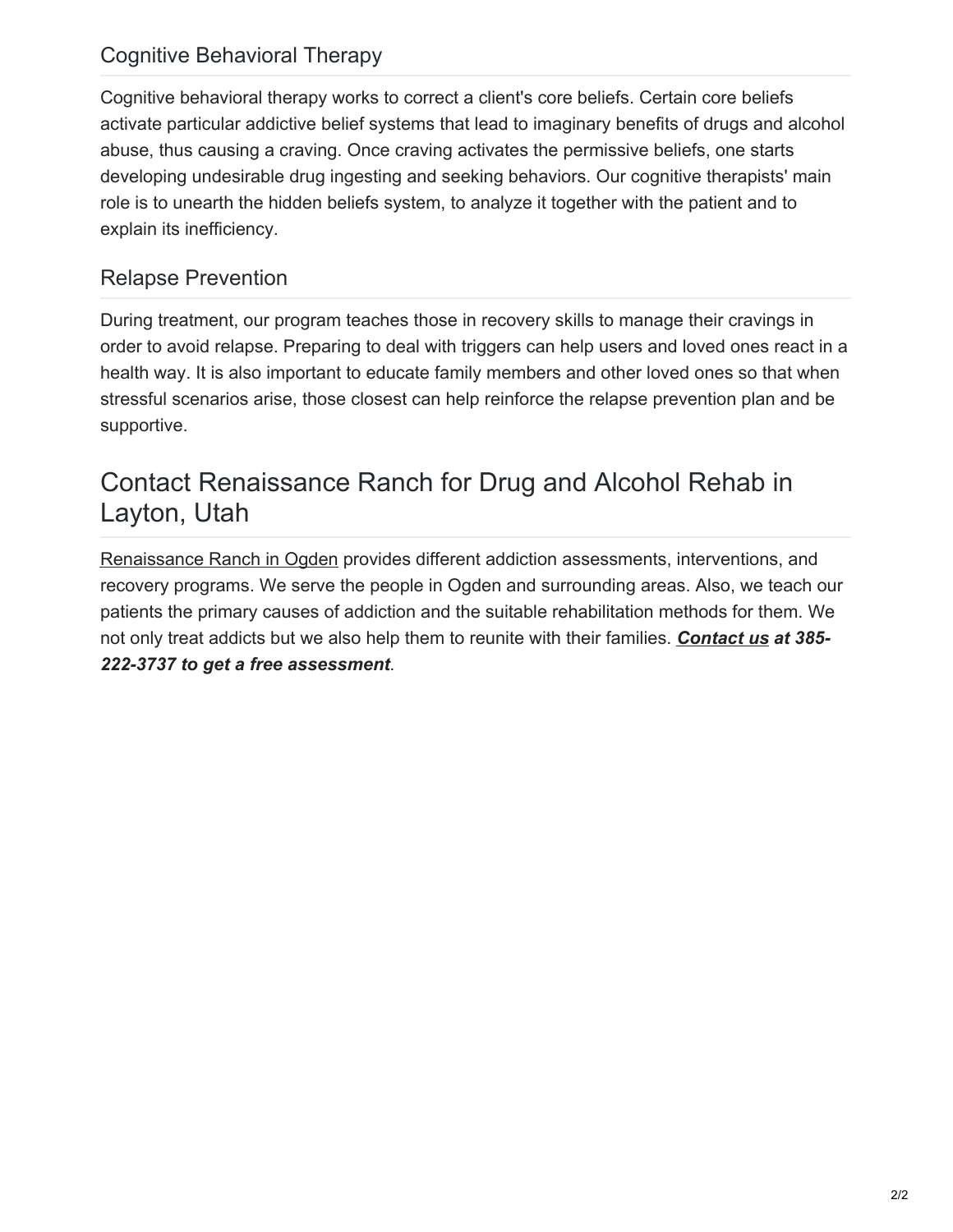### Cognitive Behavioral Therapy

Cognitive behavioral therapy works to correct a client's core beliefs. Certain core beliefs activate particular addictive belief systems that lead to imaginary benefits of drugs and alcohol abuse, thus causing a craving. Once craving activates the permissive beliefs, one starts developing undesirable drug ingesting and seeking behaviors. Our cognitive therapists' main role is to unearth the hidden beliefs system, to analyze it together with the patient and to explain its inefficiency.

### Relapse Prevention

During treatment, our program teaches those in recovery skills to manage their cravings in order to avoid relapse. Preparing to deal with triggers can help users and loved ones react in a health way. It is also important to educate family members and other loved ones so that when stressful scenarios arise, those closest can help reinforce the relapse prevention plan and be supportive.

## Contact Renaissance Ranch for Drug and Alcohol Rehab in Layton, Utah

Renaissance Ranch in Ogden provides different addiction assessments, interventions, and recovery programs. We serve the people in Ogden and surrounding areas. Also, we teach our patients the primary causes of addiction and the suitable rehabilitation methods for them. We not only treat addicts but we also help them to reunite with their families. ***Contact us** at 385-222-3737 to get a free assessment*.